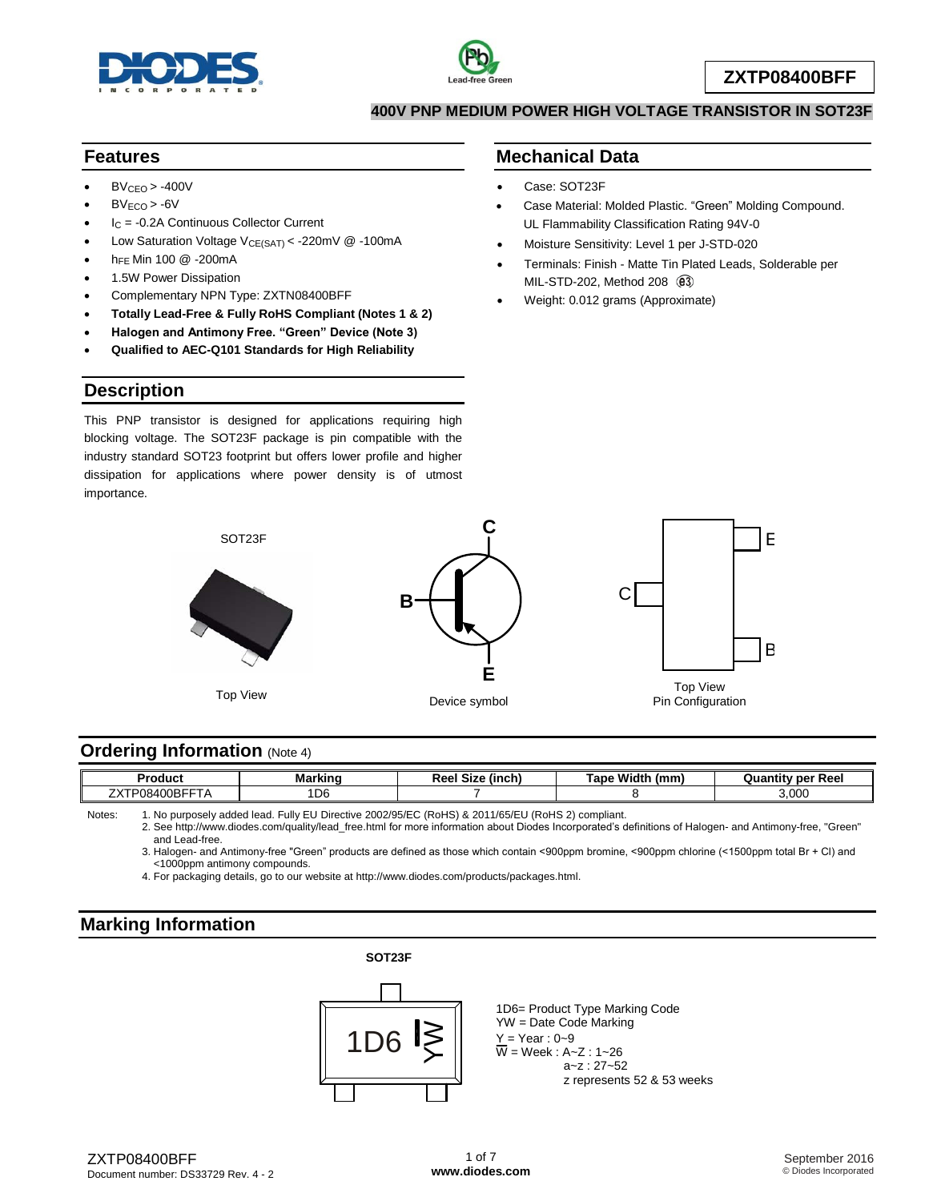# ZXTP08400BFF

## 400V PNP MEDIUM POWER HIGH VOLTAGE TRANSISTOR IN SOT23F

## Features

- $BV_{CEO}$ > -400V
- $BV_{ECO}$ > -6V
- $I_C$ = -0.2A Continuous Collector Current
- Low Saturation Voltage $V_{CE(SAT)}$ < -220mV @ -100mA
- $h_{FE}$ Min 100 @ -200mA
- 1.5W Power Dissipation
- Complementary NPN Type: ZXTN08400BFF
- **Totally Lead-Free & Fully RoHS Compliant (Notes 1 & 2)**
- **Halogen and Antimony Free. "Green" Device (Note 3)**
- **Qualified to AEC-Q101 Standards for High Reliability**

## Mechanical Data

- Case: SOT23F
- Case Material: Molded Plastic. "Green" Molding Compound. UL Flammability Classification Rating 94V-0
- Moisture Sensitivity: Level 1 per J-STD-020
- Terminals: Finish - Matte Tin Plated Leads, Solderable per MIL-STD-202, Method 208 (e3)
- Weight: 0.012 grams (Approximate)

## Description

This PNP transistor is designed for applications requiring high blocking voltage. The SOT23F package is pin compatible with the industry standard SOT23 footprint but offers lower profile and higher dissipation for applications where power density is of utmost importance.

SOT23F

Top View

Device symbol

Top View
Pin Configuration

## Ordering Information (Note 4)

| Product | Marking | Reel Size (inch) | Tape Width (mm) | Quantity per Reel |
|---|---|---|---|---|
| ZXTP08400BFFTA | 1D6 | 7 | 8 | 3,000 |

Notes:
1. No purposely added lead. Fully EU Directive 2002/95/EC (RoHS) & 2011/65/EU (RoHS 2) compliant.
2. See http://www.diodes.com/quality/lead_free.html for more information about Diodes Incorporated's definitions of Halogen- and Antimony-free, "Green" and Lead-free.
3. Halogen- and Antimony-free "Green" products are defined as those which contain <900ppm bromine, <900ppm chlorine (<1500ppm total Br + Cl) and <1000ppm antimony compounds.
4. For packaging details, go to our website at http://www.diodes.com/products/packages.html.

## Marking Information

SOT23F

1D6 YW

1D6= Product Type Marking Code
YW = Date Code Marking
Y = Year : 0~9
W = Week : A~Z : 1~26
a~z : 27~52
z represents 52 & 53 weeks

ZXTP08400BFF
Document number: DS33729 Rev. 4 - 2

September 2016
© Diodes Incorporated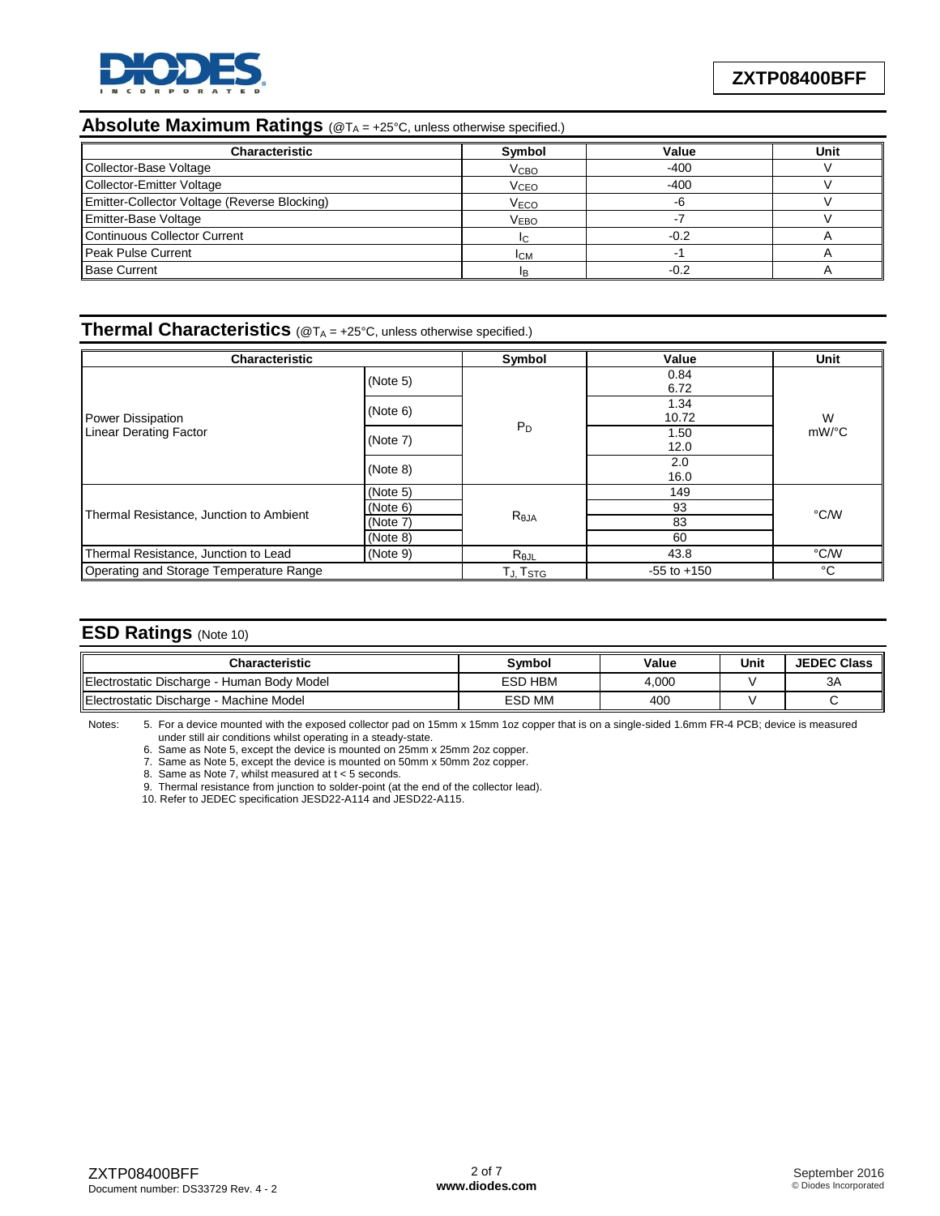## Absolute Maximum Ratings (@$T_A$ = +25°C, unless otherwise specified.)

| Characteristic | Symbol | Value | Unit |
|---|---|---|---|
| Collector-Base Voltage | $V_{CBO}$ | -400 | V |
| Collector-Emitter Voltage | $V_{CEO}$ | -400 | V |
| Emitter-Collector Voltage (Reverse Blocking) | $V_{ECO}$ | -6 | V |
| Emitter-Base Voltage | $V_{EBO}$ | -7 | V |
| Continuous Collector Current | $I_C$ | -0.2 | A |
| Peak Pulse Current | $I_{CM}$ | -1 | A |
| Base Current | $I_B$ | -0.2 | A |

## Thermal Characteristics (@$T_A$ = +25°C, unless otherwise specified.)

| Characteristic | | Symbol | Value | Unit |
|---|---|---|---|---|
| Power Dissipation<br>Linear Derating Factor | (Note 5) | $P_D$ | 0.84<br>6.72 | W<br>mW/°C |
| | (Note 6) | | 1.34<br>10.72 | |
| | (Note 7) | | 1.50<br>12.0 | |
| | (Note 8) | | 2.0<br>16.0 | |
| Thermal Resistance, Junction to Ambient | (Note 5) | $R_{\theta JA}$ | 149 | °C/W |
| | (Note 6) | | 93 | |
| | (Note 7) | | 83 | |
| | (Note 8) | | 60 | |
| Thermal Resistance, Junction to Lead | (Note 9) | $R_{\theta JL}$ | 43.8 | °C/W |
| Operating and Storage Temperature Range | | $T_J$, $T_{STG}$ | -55 to +150 | °C |

## ESD Ratings (Note 10)

| Characteristic | Symbol | Value | Unit | JEDEC Class |
|---|---|---|---|---|
| Electrostatic Discharge - Human Body Model | ESD HBM | 4,000 | V | 3A |
| Electrostatic Discharge - Machine Model | ESD MM | 400 | V | C |

Notes:

5. For a device mounted with the exposed collector pad on 15mm x 15mm 1oz copper that is on a single-sided 1.6mm FR-4 PCB; device is measured under still air conditions whilst operating in a steady-state.
6. Same as Note 5, except the device is mounted on 25mm x 25mm 2oz copper.
7. Same as Note 5, except the device is mounted on 50mm x 50mm 2oz copper.
8. Same as Note 7, whilst measured at t < 5 seconds.
9. Thermal resistance from junction to solder-point (at the end of the collector lead).
10. Refer to JEDEC specification JESD22-A114 and JESD22-A115.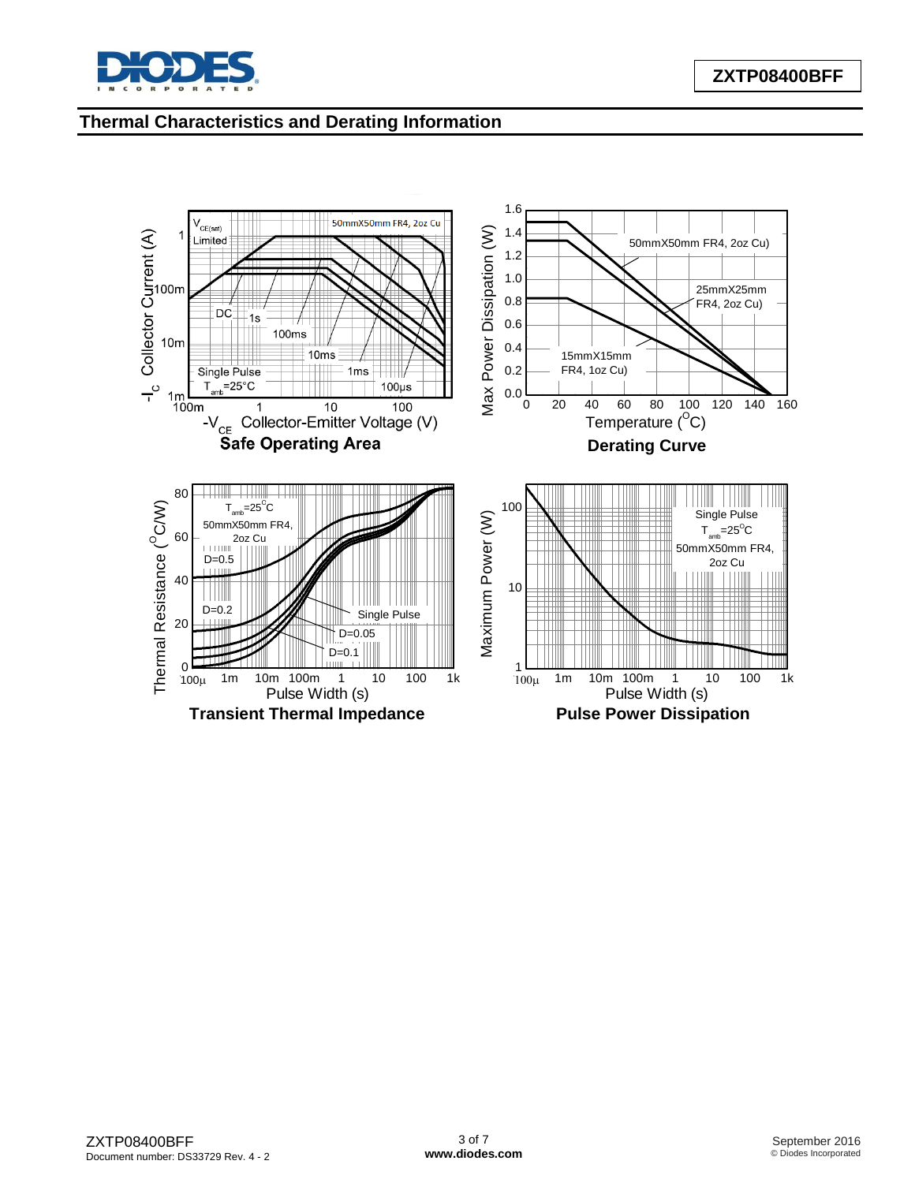## Thermal Characteristics and Derating Information

**Safe Operating Area**

**Derating Curve**

**Transient Thermal Impedance**

**Pulse Power Dissipation**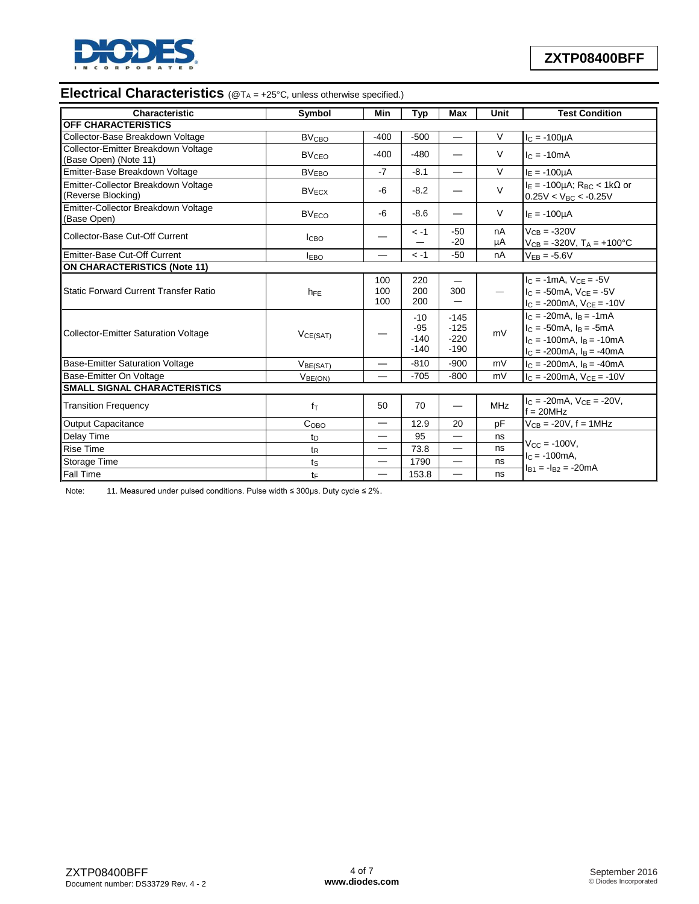## Electrical Characteristics (@$T_A$ = +25°C, unless otherwise specified.)

| Characteristic | Symbol | Min | Typ | Max | Unit | Test Condition |
|---|---|---|---|---|---|---|
| **OFF CHARACTERISTICS** | | | | | | |
| Collector-Base Breakdown Voltage | $BV_{CBO}$ | -400 | -500 | — | V | $I_C$ = -100µA |
| Collector-Emitter Breakdown Voltage (Base Open) (Note 11) | $BV_{CEO}$ | -400 | -480 | — | V | $I_C$ = -10mA |
| Emitter-Base Breakdown Voltage | $BV_{EBO}$ | -7 | -8.1 | — | V | $I_E$ = -100µA |
| Emitter-Collector Breakdown Voltage (Reverse Blocking) | $BV_{ECX}$ | -6 | -8.2 | — | V | $I_E$ = -100µA; $R_{BC}$ < 1kΩ or 0.25V < $V_{BC}$ < -0.25V |
| Emitter-Collector Breakdown Voltage (Base Open) | $BV_{ECO}$ | -6 | -8.6 | — | V | $I_E$ = -100µA |
| Collector-Base Cut-Off Current | $I_{CBO}$ | — | < -1<br>— | -50<br>-20 | nA<br>µA | $V_{CB}$ = -320V<br>$V_{CB}$ = -320V, $T_A$ = +100°C |
| Emitter-Base Cut-Off Current | $I_{EBO}$ | — | < -1 | -50 | nA | $V_{EB}$ = -5.6V |
| **ON CHARACTERISTICS (Note 11)** | | | | | | |
| Static Forward Current Transfer Ratio | $h_{FE}$ | 100<br>100<br>100 | 220<br>200<br>200 | —<br>300<br>— | — | $I_C$ = -1mA, $V_{CE}$ = -5V<br>$I_C$ = -50mA, $V_{CE}$ = -5V<br>$I_C$ = -200mA, $V_{CE}$ = -10V |
| Collector-Emitter Saturation Voltage | $V_{CE(SAT)}$ | — | -10<br>-95<br>-140<br>-140 | -145<br>-125<br>-220<br>-190 | mV | $I_C$ = -20mA, $I_B$ = -1mA<br>$I_C$ = -50mA, $I_B$ = -5mA<br>$I_C$ = -100mA, $I_B$ = -10mA<br>$I_C$ = -200mA, $I_B$ = -40mA |
| Base-Emitter Saturation Voltage | $V_{BE(SAT)}$ | — | -810 | -900 | mV | $I_C$ = -200mA, $I_B$ = -40mA |
| Base-Emitter On Voltage | $V_{BE(ON)}$ | — | -705 | -800 | mV | $I_C$ = -200mA, $V_{CE}$ = -10V |
| **SMALL SIGNAL CHARACTERISTICS** | | | | | | |
| Transition Frequency | $f_T$ | 50 | 70 | — | MHz | $I_C$ = -20mA, $V_{CE}$ = -20V, f = 20MHz |
| Output Capacitance | $C_{OBO}$ | — | 12.9 | 20 | pF | $V_{CB}$ = -20V, f = 1MHz |
| Delay Time | $t_D$ | — | 95 | — | ns | $V_{CC}$ = -100V, $I_C$ = -100mA, $I_{B1}$ = -$I_{B2}$ = -20mA |
| Rise Time | $t_R$ | — | 73.8 | — | ns | |
| Storage Time | $t_S$ | — | 1790 | — | ns | |
| Fall Time | $t_F$ | — | 153.8 | — | ns | |

Note: 11. Measured under pulsed conditions. Pulse width ≤ 300µs. Duty cycle ≤ 2%.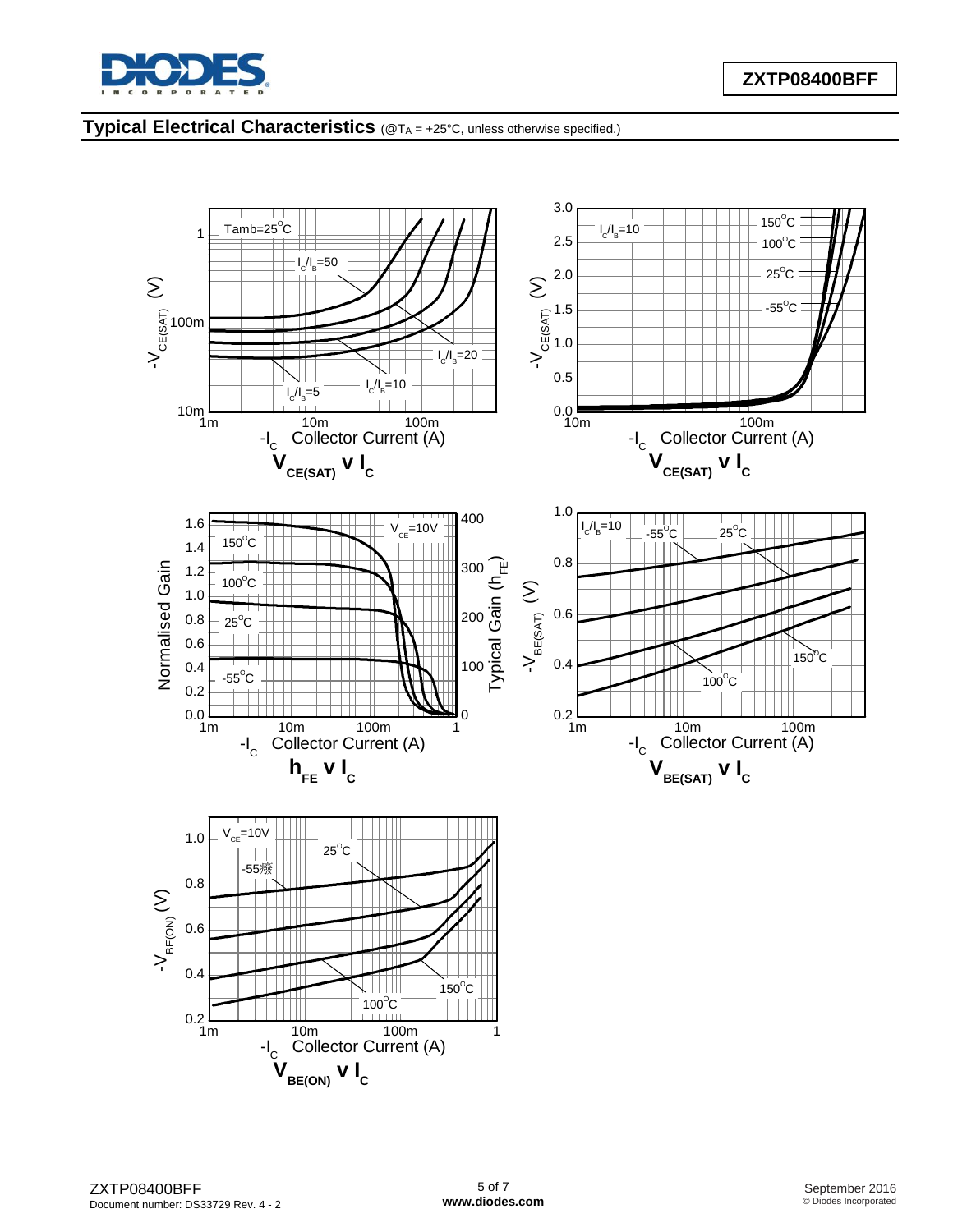## Typical Electrical Characteristics (@$T_A$ = +25°C, unless otherwise specified.)

$V_{CE(SAT)}$ v $I_C$

$V_{CE(SAT)}$ v $I_C$

$h_{FE}$ v $I_C$

$V_{BE(SAT)}$ v $I_C$

$V_{BE(ON)}$ v $I_C$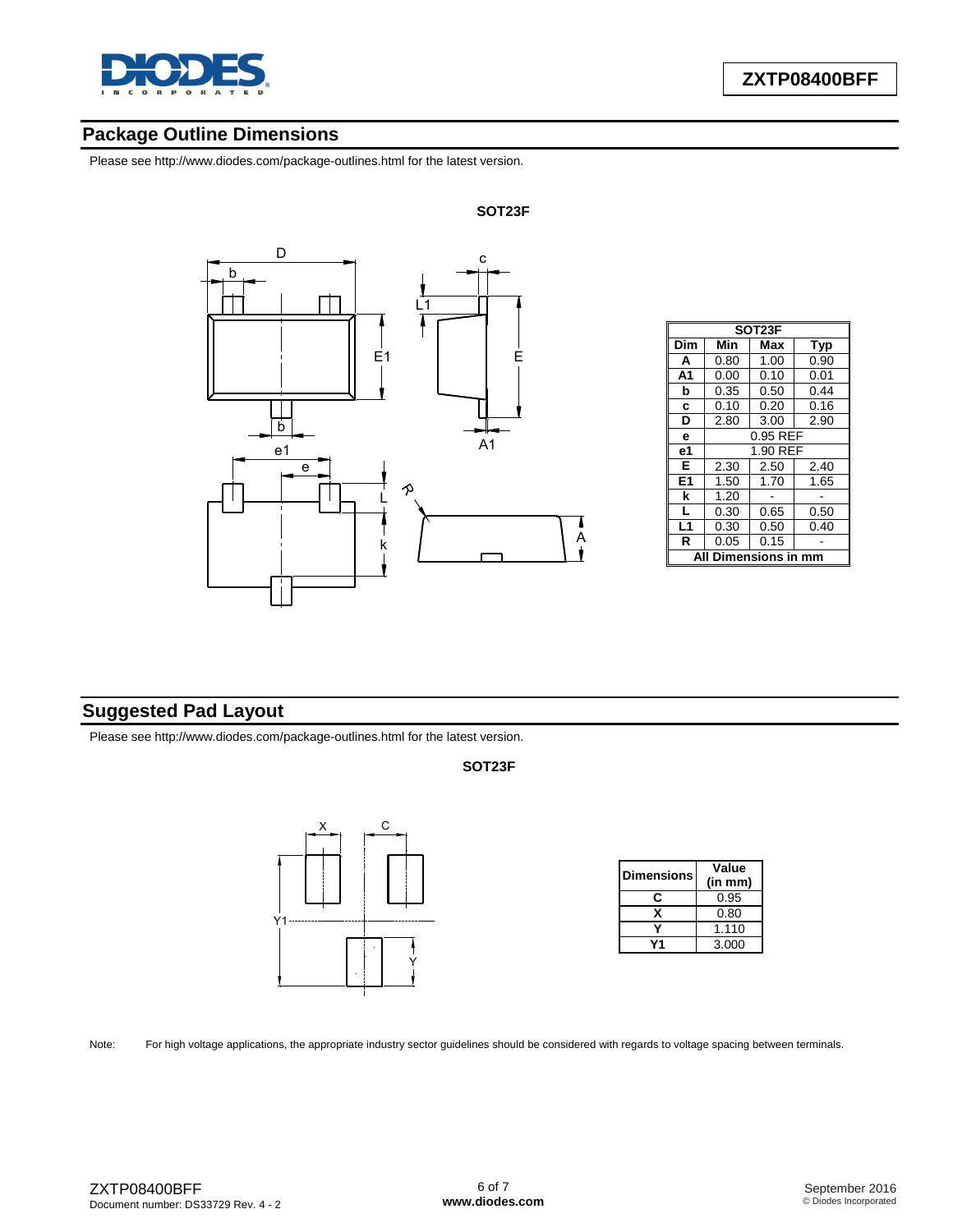## Package Outline Dimensions

Please see http://www.diodes.com/package-outlines.html for the latest version.

**SOT23F**

| SOT23F | | | |
|---|---|---|---|
| **Dim** | **Min** | **Max** | **Typ** |
| **A** | 0.80 | 1.00 | 0.90 |
| **A1** | 0.00 | 0.10 | 0.01 |
| **b** | 0.35 | 0.50 | 0.44 |
| **c** | 0.10 | 0.20 | 0.16 |
| **D** | 2.80 | 3.00 | 2.90 |
| **e** | 0.95 REF | | |
| **e1** | 1.90 REF | | |
| **E** | 2.30 | 2.50 | 2.40 |
| **E1** | 1.50 | 1.70 | 1.65 |
| **k** | 1.20 | - | - |
| **L** | 0.30 | 0.65 | 0.50 |
| **L1** | 0.30 | 0.50 | 0.40 |
| **R** | 0.05 | 0.15 | - |
| **All Dimensions in mm** | | | |

## Suggested Pad Layout

Please see http://www.diodes.com/package-outlines.html for the latest version.

**SOT23F**

| Dimensions | Value (in mm) |
|---|---|
| **C** | 0.95 |
| **X** | 0.80 |
| **Y** | 1.110 |
| **Y1** | 3.000 |

Note: For high voltage applications, the appropriate industry sector guidelines should be considered with regards to voltage spacing between terminals.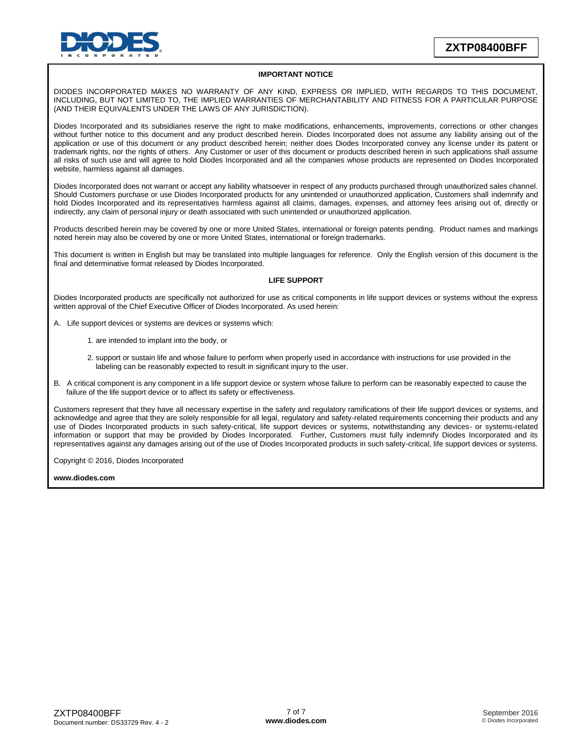## IMPORTANT NOTICE

DIODES INCORPORATED MAKES NO WARRANTY OF ANY KIND, EXPRESS OR IMPLIED, WITH REGARDS TO THIS DOCUMENT, INCLUDING, BUT NOT LIMITED TO, THE IMPLIED WARRANTIES OF MERCHANTABILITY AND FITNESS FOR A PARTICULAR PURPOSE (AND THEIR EQUIVALENTS UNDER THE LAWS OF ANY JURISDICTION).

Diodes Incorporated and its subsidiaries reserve the right to make modifications, enhancements, improvements, corrections or other changes without further notice to this document and any product described herein. Diodes Incorporated does not assume any liability arising out of the application or use of this document or any product described herein; neither does Diodes Incorporated convey any license under its patent or trademark rights, nor the rights of others. Any Customer or user of this document or products described herein in such applications shall assume all risks of such use and will agree to hold Diodes Incorporated and all the companies whose products are represented on Diodes Incorporated website, harmless against all damages.

Diodes Incorporated does not warrant or accept any liability whatsoever in respect of any products purchased through unauthorized sales channel. Should Customers purchase or use Diodes Incorporated products for any unintended or unauthorized application, Customers shall indemnify and hold Diodes Incorporated and its representatives harmless against all claims, damages, expenses, and attorney fees arising out of, directly or indirectly, any claim of personal injury or death associated with such unintended or unauthorized application.

Products described herein may be covered by one or more United States, international or foreign patents pending. Product names and markings noted herein may also be covered by one or more United States, international or foreign trademarks.

This document is written in English but may be translated into multiple languages for reference. Only the English version of this document is the final and determinative format released by Diodes Incorporated.

## LIFE SUPPORT

Diodes Incorporated products are specifically not authorized for use as critical components in life support devices or systems without the express written approval of the Chief Executive Officer of Diodes Incorporated. As used herein:

A. Life support devices or systems are devices or systems which:

1. are intended to implant into the body, or
2. support or sustain life and whose failure to perform when properly used in accordance with instructions for use provided in the labeling can be reasonably expected to result in significant injury to the user.

B. A critical component is any component in a life support device or system whose failure to perform can be reasonably expected to cause the failure of the life support device or to affect its safety or effectiveness.

Customers represent that they have all necessary expertise in the safety and regulatory ramifications of their life support devices or systems, and acknowledge and agree that they are solely responsible for all legal, regulatory and safety-related requirements concerning their products and any use of Diodes Incorporated products in such safety-critical, life support devices or systems, notwithstanding any devices- or systems-related information or support that may be provided by Diodes Incorporated. Further, Customers must fully indemnify Diodes Incorporated and its representatives against any damages arising out of the use of Diodes Incorporated products in such safety-critical, life support devices or systems.

Copyright © 2016, Diodes Incorporated

**www.diodes.com**